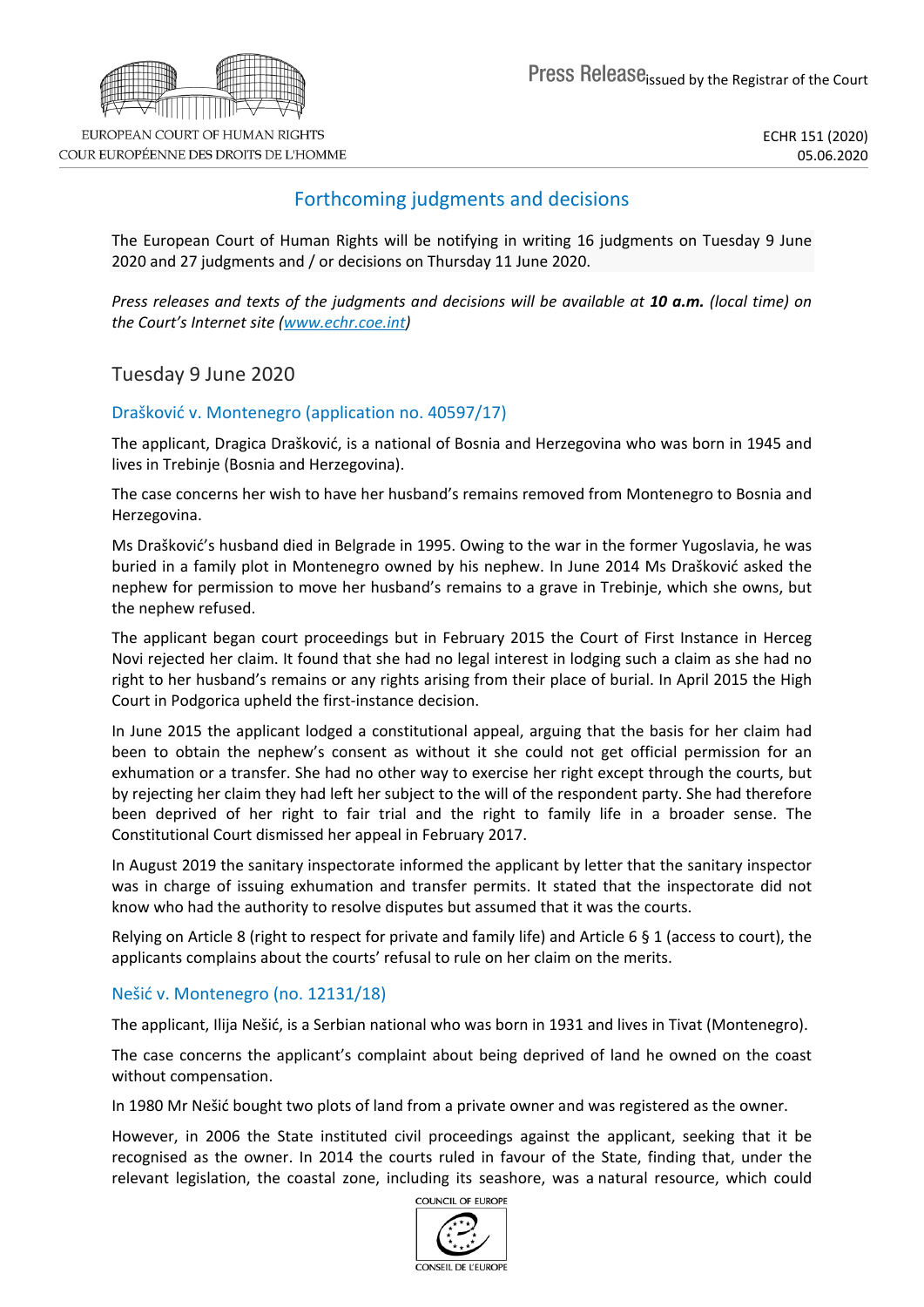Press Release issued by the Registrar of the Court

ECHR 151 (2020)
05.06.2020

# Forthcoming judgments and decisions

The European Court of Human Rights will be notifying in writing 16 judgments on Tuesday 9 June 2020 and 27 judgments and / or decisions on Thursday 11 June 2020.

*Press releases and texts of the judgments and decisions will be available at **10 a.m.** (local time) on the Court's Internet site (www.echr.coe.int)*

## Tuesday 9 June 2020

### Drašković v. Montenegro (application no. 40597/17)

The applicant, Dragica Drašković, is a national of Bosnia and Herzegovina who was born in 1945 and lives in Trebinje (Bosnia and Herzegovina).

The case concerns her wish to have her husband's remains removed from Montenegro to Bosnia and Herzegovina.

Ms Drašković's husband died in Belgrade in 1995. Owing to the war in the former Yugoslavia, he was buried in a family plot in Montenegro owned by his nephew. In June 2014 Ms Drašković asked the nephew for permission to move her husband's remains to a grave in Trebinje, which she owns, but the nephew refused.

The applicant began court proceedings but in February 2015 the Court of First Instance in Herceg Novi rejected her claim. It found that she had no legal interest in lodging such a claim as she had no right to her husband's remains or any rights arising from their place of burial. In April 2015 the High Court in Podgorica upheld the first-instance decision.

In June 2015 the applicant lodged a constitutional appeal, arguing that the basis for her claim had been to obtain the nephew's consent as without it she could not get official permission for an exhumation or a transfer. She had no other way to exercise her right except through the courts, but by rejecting her claim they had left her subject to the will of the respondent party. She had therefore been deprived of her right to fair trial and the right to family life in a broader sense. The Constitutional Court dismissed her appeal in February 2017.

In August 2019 the sanitary inspectorate informed the applicant by letter that the sanitary inspector was in charge of issuing exhumation and transfer permits. It stated that the inspectorate did not know who had the authority to resolve disputes but assumed that it was the courts.

Relying on Article 8 (right to respect for private and family life) and Article 6 § 1 (access to court), the applicants complains about the courts' refusal to rule on her claim on the merits.

### Nešić v. Montenegro (no. 12131/18)

The applicant, Ilija Nešić, is a Serbian national who was born in 1931 and lives in Tivat (Montenegro).

The case concerns the applicant's complaint about being deprived of land he owned on the coast without compensation.

In 1980 Mr Nešić bought two plots of land from a private owner and was registered as the owner.

However, in 2006 the State instituted civil proceedings against the applicant, seeking that it be recognised as the owner. In 2014 the courts ruled in favour of the State, finding that, under the relevant legislation, the coastal zone, including its seashore, was a natural resource, which could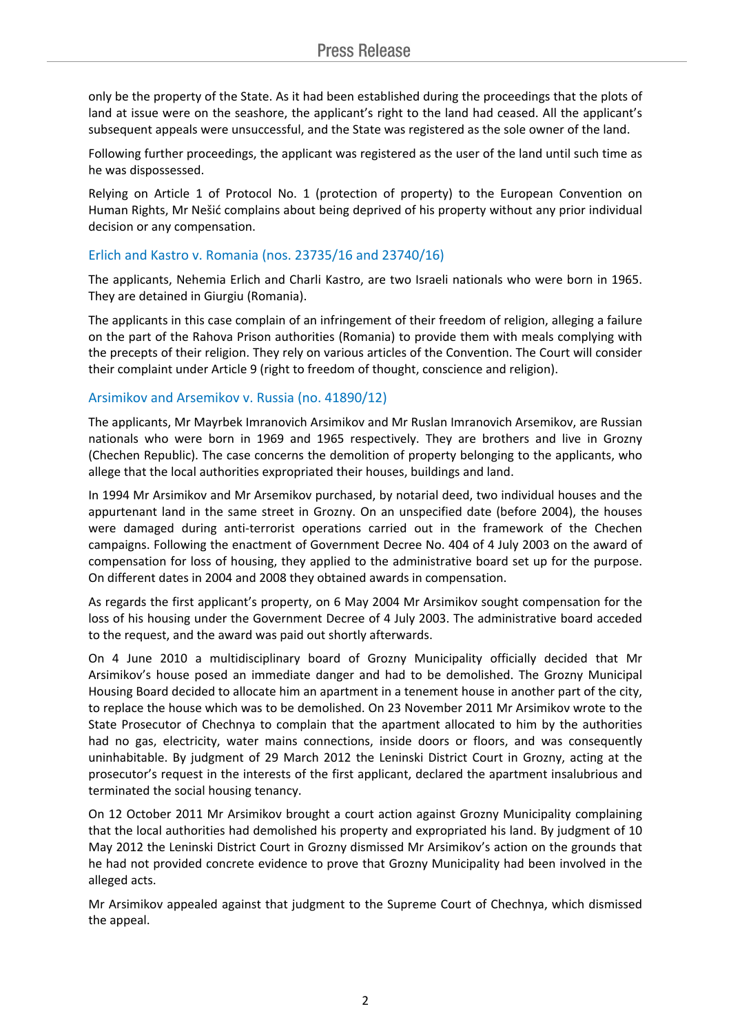only be the property of the State. As it had been established during the proceedings that the plots of land at issue were on the seashore, the applicant's right to the land had ceased. All the applicant's subsequent appeals were unsuccessful, and the State was registered as the sole owner of the land.

Following further proceedings, the applicant was registered as the user of the land until such time as he was dispossessed.

Relying on Article 1 of Protocol No. 1 (protection of property) to the European Convention on Human Rights, Mr Nešić complains about being deprived of his property without any prior individual decision or any compensation.

## Erlich and Kastro v. Romania (nos. 23735/16 and 23740/16)

The applicants, Nehemia Erlich and Charli Kastro, are two Israeli nationals who were born in 1965. They are detained in Giurgiu (Romania).

The applicants in this case complain of an infringement of their freedom of religion, alleging a failure on the part of the Rahova Prison authorities (Romania) to provide them with meals complying with the precepts of their religion. They rely on various articles of the Convention. The Court will consider their complaint under Article 9 (right to freedom of thought, conscience and religion).

## Arsimikov and Arsemikov v. Russia (no. 41890/12)

The applicants, Mr Mayrbek Imranovich Arsimikov and Mr Ruslan Imranovich Arsemikov, are Russian nationals who were born in 1969 and 1965 respectively. They are brothers and live in Grozny (Chechen Republic). The case concerns the demolition of property belonging to the applicants, who allege that the local authorities expropriated their houses, buildings and land.

In 1994 Mr Arsimikov and Mr Arsemikov purchased, by notarial deed, two individual houses and the appurtenant land in the same street in Grozny. On an unspecified date (before 2004), the houses were damaged during anti-terrorist operations carried out in the framework of the Chechen campaigns. Following the enactment of Government Decree No. 404 of 4 July 2003 on the award of compensation for loss of housing, they applied to the administrative board set up for the purpose. On different dates in 2004 and 2008 they obtained awards in compensation.

As regards the first applicant's property, on 6 May 2004 Mr Arsimikov sought compensation for the loss of his housing under the Government Decree of 4 July 2003. The administrative board acceded to the request, and the award was paid out shortly afterwards.

On 4 June 2010 a multidisciplinary board of Grozny Municipality officially decided that Mr Arsimikov's house posed an immediate danger and had to be demolished. The Grozny Municipal Housing Board decided to allocate him an apartment in a tenement house in another part of the city, to replace the house which was to be demolished. On 23 November 2011 Mr Arsimikov wrote to the State Prosecutor of Chechnya to complain that the apartment allocated to him by the authorities had no gas, electricity, water mains connections, inside doors or floors, and was consequently uninhabitable. By judgment of 29 March 2012 the Leninski District Court in Grozny, acting at the prosecutor's request in the interests of the first applicant, declared the apartment insalubrious and terminated the social housing tenancy.

On 12 October 2011 Mr Arsimikov brought a court action against Grozny Municipality complaining that the local authorities had demolished his property and expropriated his land. By judgment of 10 May 2012 the Leninski District Court in Grozny dismissed Mr Arsimikov's action on the grounds that he had not provided concrete evidence to prove that Grozny Municipality had been involved in the alleged acts.

Mr Arsimikov appealed against that judgment to the Supreme Court of Chechnya, which dismissed the appeal.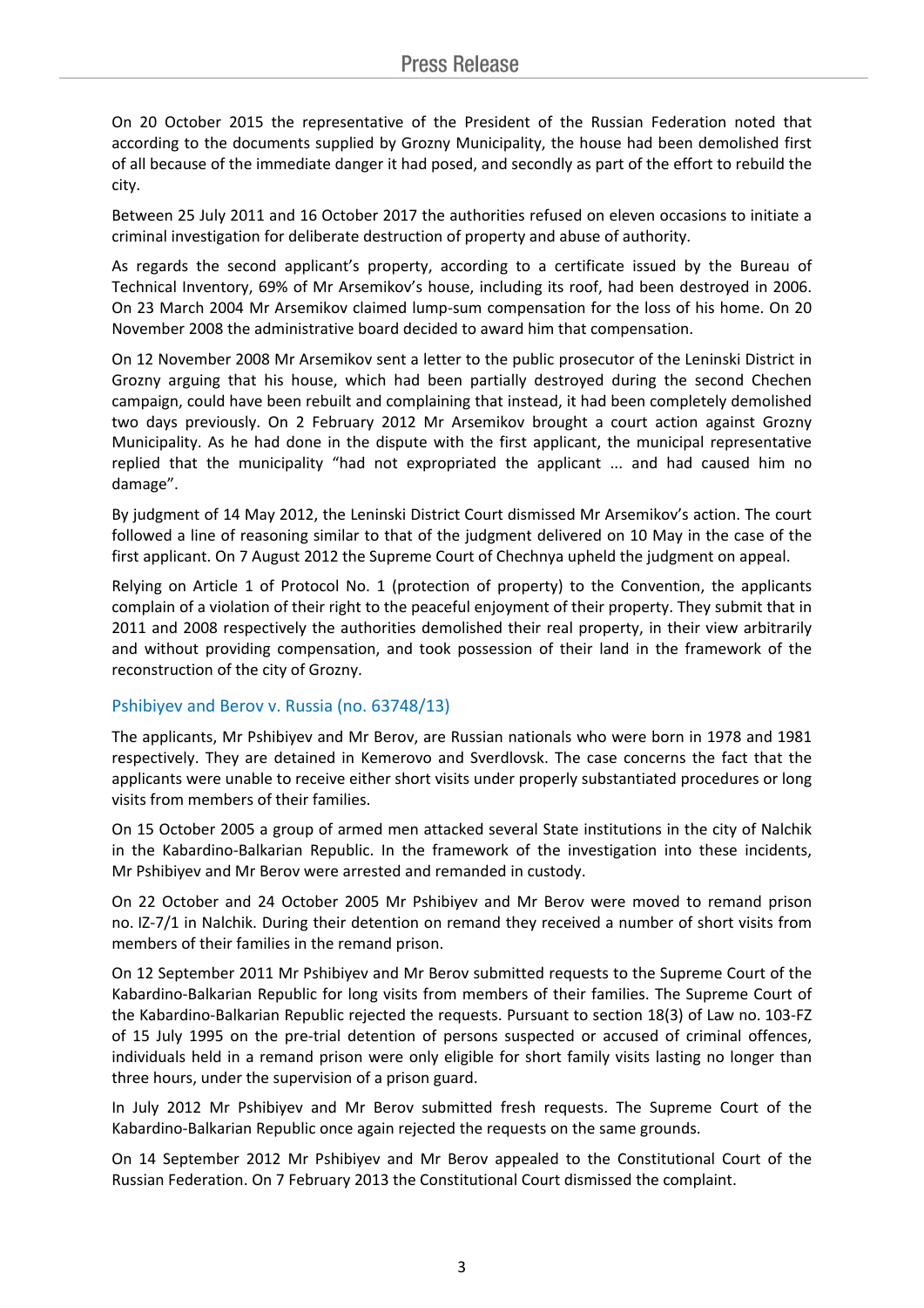On 20 October 2015 the representative of the President of the Russian Federation noted that according to the documents supplied by Grozny Municipality, the house had been demolished first of all because of the immediate danger it had posed, and secondly as part of the effort to rebuild the city.

Between 25 July 2011 and 16 October 2017 the authorities refused on eleven occasions to initiate a criminal investigation for deliberate destruction of property and abuse of authority.

As regards the second applicant's property, according to a certificate issued by the Bureau of Technical Inventory, 69% of Mr Arsemikov's house, including its roof, had been destroyed in 2006. On 23 March 2004 Mr Arsemikov claimed lump-sum compensation for the loss of his home. On 20 November 2008 the administrative board decided to award him that compensation.

On 12 November 2008 Mr Arsemikov sent a letter to the public prosecutor of the Leninski District in Grozny arguing that his house, which had been partially destroyed during the second Chechen campaign, could have been rebuilt and complaining that instead, it had been completely demolished two days previously. On 2 February 2012 Mr Arsemikov brought a court action against Grozny Municipality. As he had done in the dispute with the first applicant, the municipal representative replied that the municipality "had not expropriated the applicant ... and had caused him no damage".

By judgment of 14 May 2012, the Leninski District Court dismissed Mr Arsemikov's action. The court followed a line of reasoning similar to that of the judgment delivered on 10 May in the case of the first applicant. On 7 August 2012 the Supreme Court of Chechnya upheld the judgment on appeal.

Relying on Article 1 of Protocol No. 1 (protection of property) to the Convention, the applicants complain of a violation of their right to the peaceful enjoyment of their property. They submit that in 2011 and 2008 respectively the authorities demolished their real property, in their view arbitrarily and without providing compensation, and took possession of their land in the framework of the reconstruction of the city of Grozny.

## Pshibiyev and Berov v. Russia (no. 63748/13)

The applicants, Mr Pshibiyev and Mr Berov, are Russian nationals who were born in 1978 and 1981 respectively. They are detained in Kemerovo and Sverdlovsk. The case concerns the fact that the applicants were unable to receive either short visits under properly substantiated procedures or long visits from members of their families.

On 15 October 2005 a group of armed men attacked several State institutions in the city of Nalchik in the Kabardino-Balkarian Republic. In the framework of the investigation into these incidents, Mr Pshibiyev and Mr Berov were arrested and remanded in custody.

On 22 October and 24 October 2005 Mr Pshibiyev and Mr Berov were moved to remand prison no. IZ-7/1 in Nalchik. During their detention on remand they received a number of short visits from members of their families in the remand prison.

On 12 September 2011 Mr Pshibiyev and Mr Berov submitted requests to the Supreme Court of the Kabardino-Balkarian Republic for long visits from members of their families. The Supreme Court of the Kabardino-Balkarian Republic rejected the requests. Pursuant to section 18(3) of Law no. 103-FZ of 15 July 1995 on the pre-trial detention of persons suspected or accused of criminal offences, individuals held in a remand prison were only eligible for short family visits lasting no longer than three hours, under the supervision of a prison guard.

In July 2012 Mr Pshibiyev and Mr Berov submitted fresh requests. The Supreme Court of the Kabardino-Balkarian Republic once again rejected the requests on the same grounds.

On 14 September 2012 Mr Pshibiyev and Mr Berov appealed to the Constitutional Court of the Russian Federation. On 7 February 2013 the Constitutional Court dismissed the complaint.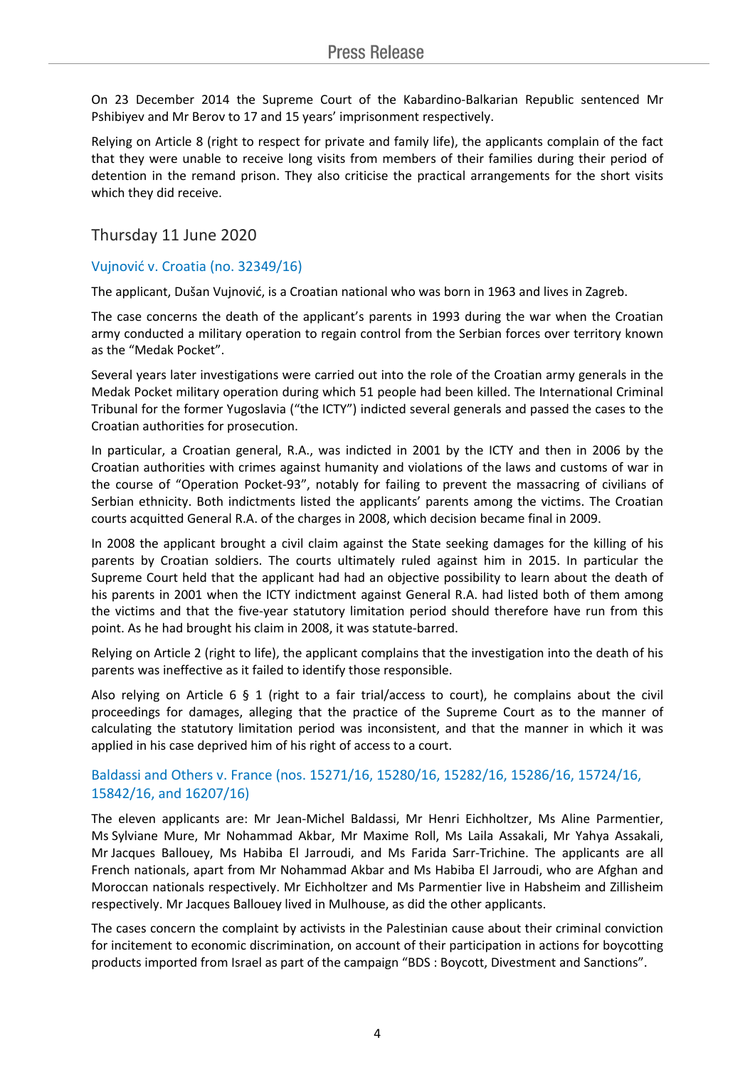On 23 December 2014 the Supreme Court of the Kabardino-Balkarian Republic sentenced Mr Pshibiyev and Mr Berov to 17 and 15 years' imprisonment respectively.

Relying on Article 8 (right to respect for private and family life), the applicants complain of the fact that they were unable to receive long visits from members of their families during their period of detention in the remand prison. They also criticise the practical arrangements for the short visits which they did receive.

## Thursday 11 June 2020

### Vujnović v. Croatia (no. 32349/16)

The applicant, Dušan Vujnović, is a Croatian national who was born in 1963 and lives in Zagreb.

The case concerns the death of the applicant's parents in 1993 during the war when the Croatian army conducted a military operation to regain control from the Serbian forces over territory known as the "Medak Pocket".

Several years later investigations were carried out into the role of the Croatian army generals in the Medak Pocket military operation during which 51 people had been killed. The International Criminal Tribunal for the former Yugoslavia ("the ICTY") indicted several generals and passed the cases to the Croatian authorities for prosecution.

In particular, a Croatian general, R.A., was indicted in 2001 by the ICTY and then in 2006 by the Croatian authorities with crimes against humanity and violations of the laws and customs of war in the course of "Operation Pocket-93", notably for failing to prevent the massacring of civilians of Serbian ethnicity. Both indictments listed the applicants' parents among the victims. The Croatian courts acquitted General R.A. of the charges in 2008, which decision became final in 2009.

In 2008 the applicant brought a civil claim against the State seeking damages for the killing of his parents by Croatian soldiers. The courts ultimately ruled against him in 2015. In particular the Supreme Court held that the applicant had had an objective possibility to learn about the death of his parents in 2001 when the ICTY indictment against General R.A. had listed both of them among the victims and that the five-year statutory limitation period should therefore have run from this point. As he had brought his claim in 2008, it was statute-barred.

Relying on Article 2 (right to life), the applicant complains that the investigation into the death of his parents was ineffective as it failed to identify those responsible.

Also relying on Article 6 § 1 (right to a fair trial/access to court), he complains about the civil proceedings for damages, alleging that the practice of the Supreme Court as to the manner of calculating the statutory limitation period was inconsistent, and that the manner in which it was applied in his case deprived him of his right of access to a court.

### Baldassi and Others v. France (nos. 15271/16, 15280/16, 15282/16, 15286/16, 15724/16, 15842/16, and 16207/16)

The eleven applicants are: Mr Jean-Michel Baldassi, Mr Henri Eichholtzer, Ms Aline Parmentier, Ms Sylviane Mure, Mr Nohammad Akbar, Mr Maxime Roll, Ms Laila Assakali, Mr Yahya Assakali, Mr Jacques Ballouey, Ms Habiba El Jarroudi, and Ms Farida Sarr-Trichine. The applicants are all French nationals, apart from Mr Nohammad Akbar and Ms Habiba El Jarroudi, who are Afghan and Moroccan nationals respectively. Mr Eichholtzer and Ms Parmentier live in Habsheim and Zillisheim respectively. Mr Jacques Ballouey lived in Mulhouse, as did the other applicants.

The cases concern the complaint by activists in the Palestinian cause about their criminal conviction for incitement to economic discrimination, on account of their participation in actions for boycotting products imported from Israel as part of the campaign "BDS : Boycott, Divestment and Sanctions".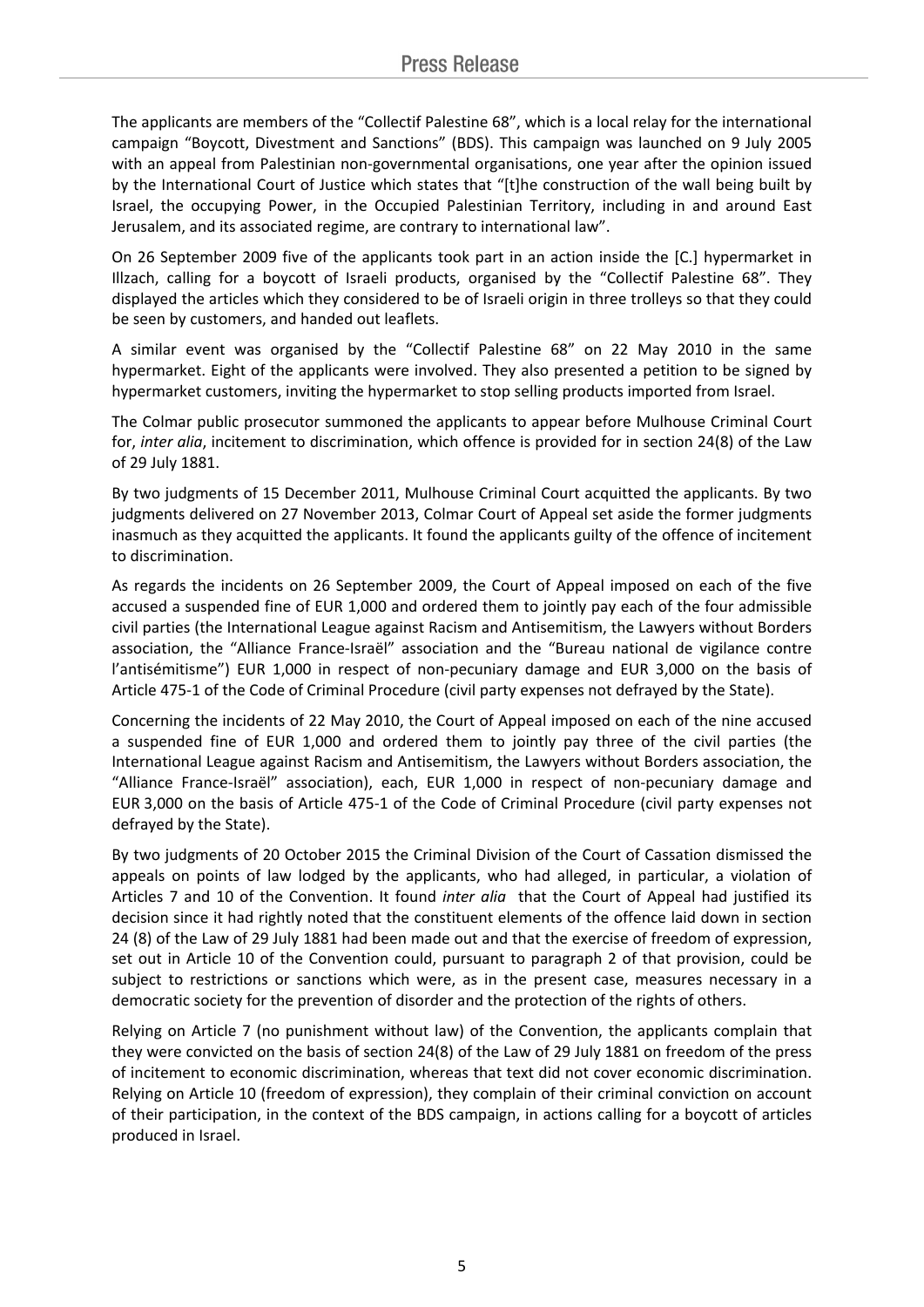The applicants are members of the "Collectif Palestine 68", which is a local relay for the international campaign "Boycott, Divestment and Sanctions" (BDS). This campaign was launched on 9 July 2005 with an appeal from Palestinian non-governmental organisations, one year after the opinion issued by the International Court of Justice which states that "[t]he construction of the wall being built by Israel, the occupying Power, in the Occupied Palestinian Territory, including in and around East Jerusalem, and its associated regime, are contrary to international law".

On 26 September 2009 five of the applicants took part in an action inside the [C.] hypermarket in Illzach, calling for a boycott of Israeli products, organised by the "Collectif Palestine 68". They displayed the articles which they considered to be of Israeli origin in three trolleys so that they could be seen by customers, and handed out leaflets.

A similar event was organised by the "Collectif Palestine 68" on 22 May 2010 in the same hypermarket. Eight of the applicants were involved. They also presented a petition to be signed by hypermarket customers, inviting the hypermarket to stop selling products imported from Israel.

The Colmar public prosecutor summoned the applicants to appear before Mulhouse Criminal Court for, *inter alia*, incitement to discrimination, which offence is provided for in section 24(8) of the Law of 29 July 1881.

By two judgments of 15 December 2011, Mulhouse Criminal Court acquitted the applicants. By two judgments delivered on 27 November 2013, Colmar Court of Appeal set aside the former judgments inasmuch as they acquitted the applicants. It found the applicants guilty of the offence of incitement to discrimination.

As regards the incidents on 26 September 2009, the Court of Appeal imposed on each of the five accused a suspended fine of EUR 1,000 and ordered them to jointly pay each of the four admissible civil parties (the International League against Racism and Antisemitism, the Lawyers without Borders association, the "Alliance France-Israël" association and the "Bureau national de vigilance contre l'antisémitisme") EUR 1,000 in respect of non-pecuniary damage and EUR 3,000 on the basis of Article 475-1 of the Code of Criminal Procedure (civil party expenses not defrayed by the State).

Concerning the incidents of 22 May 2010, the Court of Appeal imposed on each of the nine accused a suspended fine of EUR 1,000 and ordered them to jointly pay three of the civil parties (the International League against Racism and Antisemitism, the Lawyers without Borders association, the "Alliance France-Israël" association), each, EUR 1,000 in respect of non-pecuniary damage and EUR 3,000 on the basis of Article 475-1 of the Code of Criminal Procedure (civil party expenses not defrayed by the State).

By two judgments of 20 October 2015 the Criminal Division of the Court of Cassation dismissed the appeals on points of law lodged by the applicants, who had alleged, in particular, a violation of Articles 7 and 10 of the Convention. It found *inter alia* that the Court of Appeal had justified its decision since it had rightly noted that the constituent elements of the offence laid down in section 24 (8) of the Law of 29 July 1881 had been made out and that the exercise of freedom of expression, set out in Article 10 of the Convention could, pursuant to paragraph 2 of that provision, could be subject to restrictions or sanctions which were, as in the present case, measures necessary in a democratic society for the prevention of disorder and the protection of the rights of others.

Relying on Article 7 (no punishment without law) of the Convention, the applicants complain that they were convicted on the basis of section 24(8) of the Law of 29 July 1881 on freedom of the press of incitement to economic discrimination, whereas that text did not cover economic discrimination. Relying on Article 10 (freedom of expression), they complain of their criminal conviction on account of their participation, in the context of the BDS campaign, in actions calling for a boycott of articles produced in Israel.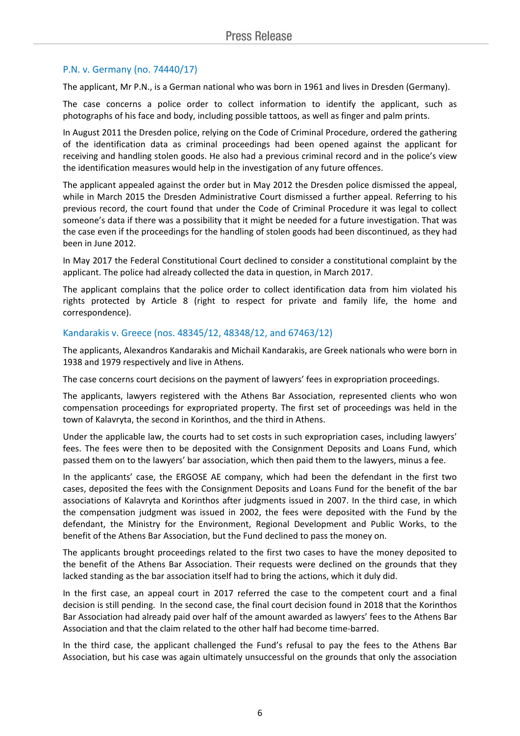### P.N. v. Germany (no. 74440/17)

The applicant, Mr P.N., is a German national who was born in 1961 and lives in Dresden (Germany).

The case concerns a police order to collect information to identify the applicant, such as photographs of his face and body, including possible tattoos, as well as finger and palm prints.

In August 2011 the Dresden police, relying on the Code of Criminal Procedure, ordered the gathering of the identification data as criminal proceedings had been opened against the applicant for receiving and handling stolen goods. He also had a previous criminal record and in the police's view the identification measures would help in the investigation of any future offences.

The applicant appealed against the order but in May 2012 the Dresden police dismissed the appeal, while in March 2015 the Dresden Administrative Court dismissed a further appeal. Referring to his previous record, the court found that under the Code of Criminal Procedure it was legal to collect someone's data if there was a possibility that it might be needed for a future investigation. That was the case even if the proceedings for the handling of stolen goods had been discontinued, as they had been in June 2012.

In May 2017 the Federal Constitutional Court declined to consider a constitutional complaint by the applicant. The police had already collected the data in question, in March 2017.

The applicant complains that the police order to collect identification data from him violated his rights protected by Article 8 (right to respect for private and family life, the home and correspondence).

### Kandarakis v. Greece (nos. 48345/12, 48348/12, and 67463/12)

The applicants, Alexandros Kandarakis and Michail Kandarakis, are Greek nationals who were born in 1938 and 1979 respectively and live in Athens.

The case concerns court decisions on the payment of lawyers' fees in expropriation proceedings.

The applicants, lawyers registered with the Athens Bar Association, represented clients who won compensation proceedings for expropriated property. The first set of proceedings was held in the town of Kalavryta, the second in Korinthos, and the third in Athens.

Under the applicable law, the courts had to set costs in such expropriation cases, including lawyers' fees. The fees were then to be deposited with the Consignment Deposits and Loans Fund, which passed them on to the lawyers' bar association, which then paid them to the lawyers, minus a fee.

In the applicants' case, the ERGOSE AE company, which had been the defendant in the first two cases, deposited the fees with the Consignment Deposits and Loans Fund for the benefit of the bar associations of Kalavryta and Korinthos after judgments issued in 2007. In the third case, in which the compensation judgment was issued in 2002, the fees were deposited with the Fund by the defendant, the Ministry for the Environment, Regional Development and Public Works, to the benefit of the Athens Bar Association, but the Fund declined to pass the money on.

The applicants brought proceedings related to the first two cases to have the money deposited to the benefit of the Athens Bar Association. Their requests were declined on the grounds that they lacked standing as the bar association itself had to bring the actions, which it duly did.

In the first case, an appeal court in 2017 referred the case to the competent court and a final decision is still pending. In the second case, the final court decision found in 2018 that the Korinthos Bar Association had already paid over half of the amount awarded as lawyers' fees to the Athens Bar Association and that the claim related to the other half had become time-barred.

In the third case, the applicant challenged the Fund's refusal to pay the fees to the Athens Bar Association, but his case was again ultimately unsuccessful on the grounds that only the association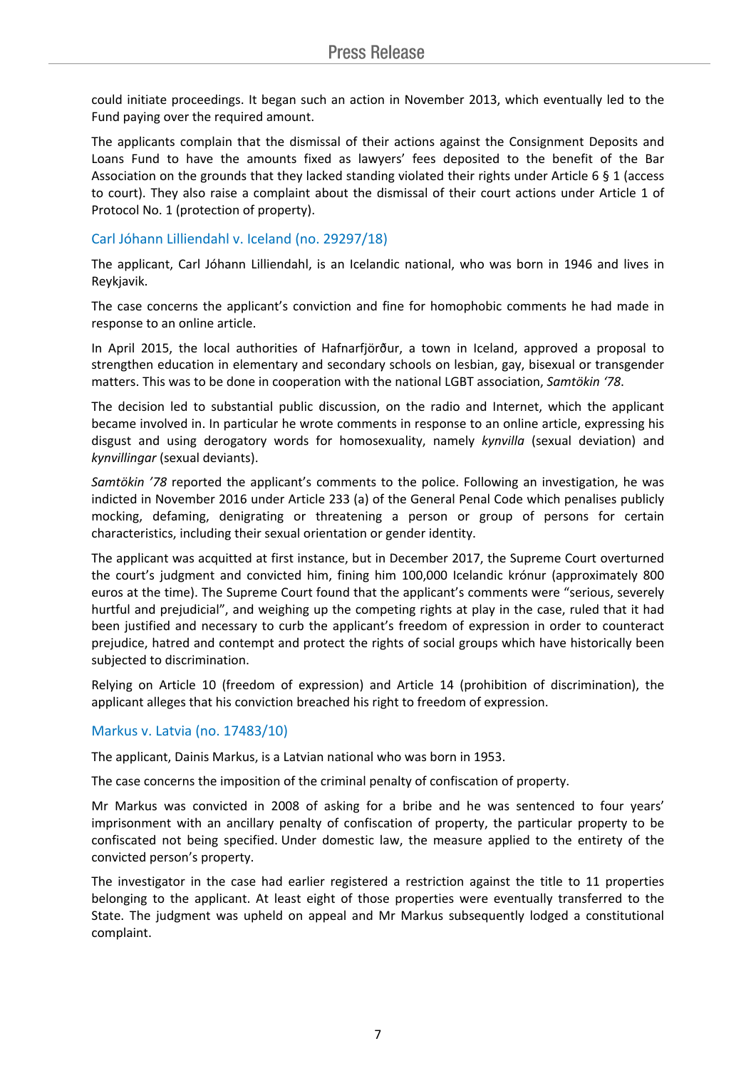could initiate proceedings. It began such an action in November 2013, which eventually led to the Fund paying over the required amount.

The applicants complain that the dismissal of their actions against the Consignment Deposits and Loans Fund to have the amounts fixed as lawyers' fees deposited to the benefit of the Bar Association on the grounds that they lacked standing violated their rights under Article 6 § 1 (access to court). They also raise a complaint about the dismissal of their court actions under Article 1 of Protocol No. 1 (protection of property).

### Carl Jóhann Lilliendahl v. Iceland (no. 29297/18)

The applicant, Carl Jóhann Lilliendahl, is an Icelandic national, who was born in 1946 and lives in Reykjavik.

The case concerns the applicant's conviction and fine for homophobic comments he had made in response to an online article.

In April 2015, the local authorities of Hafnarfjörður, a town in Iceland, approved a proposal to strengthen education in elementary and secondary schools on lesbian, gay, bisexual or transgender matters. This was to be done in cooperation with the national LGBT association, *Samtökin '78*.

The decision led to substantial public discussion, on the radio and Internet, which the applicant became involved in. In particular he wrote comments in response to an online article, expressing his disgust and using derogatory words for homosexuality, namely *kynvilla* (sexual deviation) and *kynvillingar* (sexual deviants).

*Samtökin '78* reported the applicant's comments to the police. Following an investigation, he was indicted in November 2016 under Article 233 (a) of the General Penal Code which penalises publicly mocking, defaming, denigrating or threatening a person or group of persons for certain characteristics, including their sexual orientation or gender identity.

The applicant was acquitted at first instance, but in December 2017, the Supreme Court overturned the court's judgment and convicted him, fining him 100,000 Icelandic krónur (approximately 800 euros at the time). The Supreme Court found that the applicant's comments were "serious, severely hurtful and prejudicial", and weighing up the competing rights at play in the case, ruled that it had been justified and necessary to curb the applicant's freedom of expression in order to counteract prejudice, hatred and contempt and protect the rights of social groups which have historically been subjected to discrimination.

Relying on Article 10 (freedom of expression) and Article 14 (prohibition of discrimination), the applicant alleges that his conviction breached his right to freedom of expression.

### Markus v. Latvia (no. 17483/10)

The applicant, Dainis Markus, is a Latvian national who was born in 1953.

The case concerns the imposition of the criminal penalty of confiscation of property.

Mr Markus was convicted in 2008 of asking for a bribe and he was sentenced to four years' imprisonment with an ancillary penalty of confiscation of property, the particular property to be confiscated not being specified. Under domestic law, the measure applied to the entirety of the convicted person's property.

The investigator in the case had earlier registered a restriction against the title to 11 properties belonging to the applicant. At least eight of those properties were eventually transferred to the State. The judgment was upheld on appeal and Mr Markus subsequently lodged a constitutional complaint.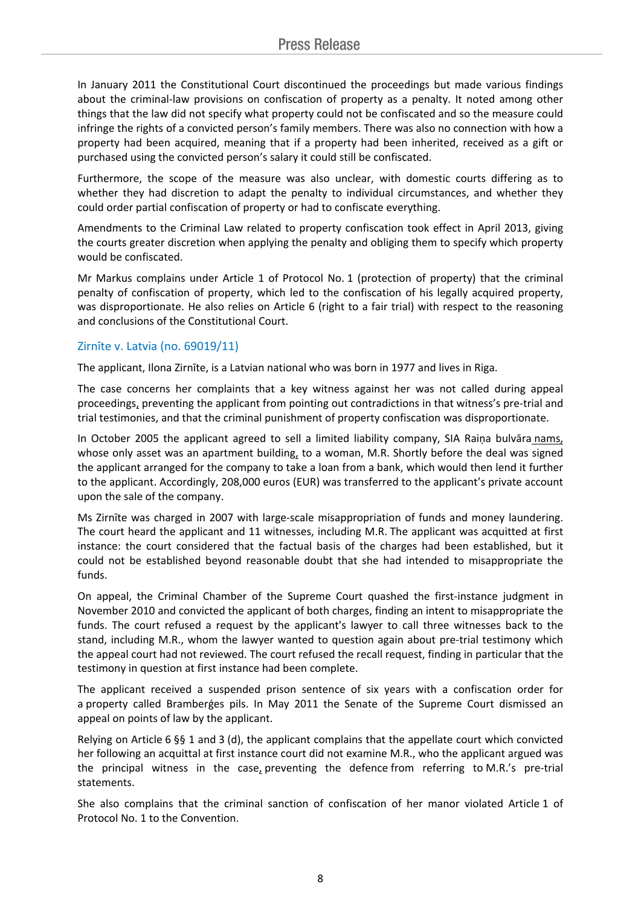In January 2011 the Constitutional Court discontinued the proceedings but made various findings about the criminal-law provisions on confiscation of property as a penalty. It noted among other things that the law did not specify what property could not be confiscated and so the measure could infringe the rights of a convicted person's family members. There was also no connection with how a property had been acquired, meaning that if a property had been inherited, received as a gift or purchased using the convicted person's salary it could still be confiscated.

Furthermore, the scope of the measure was also unclear, with domestic courts differing as to whether they had discretion to adapt the penalty to individual circumstances, and whether they could order partial confiscation of property or had to confiscate everything.

Amendments to the Criminal Law related to property confiscation took effect in April 2013, giving the courts greater discretion when applying the penalty and obliging them to specify which property would be confiscated.

Mr Markus complains under Article 1 of Protocol No. 1 (protection of property) that the criminal penalty of confiscation of property, which led to the confiscation of his legally acquired property, was disproportionate. He also relies on Article 6 (right to a fair trial) with respect to the reasoning and conclusions of the Constitutional Court.

### Zirnīte v. Latvia (no. 69019/11)

The applicant, Ilona Zirnīte, is a Latvian national who was born in 1977 and lives in Riga.

The case concerns her complaints that a key witness against her was not called during appeal proceedings, preventing the applicant from pointing out contradictions in that witness's pre-trial and trial testimonies, and that the criminal punishment of property confiscation was disproportionate.

In October 2005 the applicant agreed to sell a limited liability company, SIA Raiņa bulvāra nams, whose only asset was an apartment building, to a woman, M.R. Shortly before the deal was signed the applicant arranged for the company to take a loan from a bank, which would then lend it further to the applicant. Accordingly, 208,000 euros (EUR) was transferred to the applicant's private account upon the sale of the company.

Ms Zirnīte was charged in 2007 with large-scale misappropriation of funds and money laundering. The court heard the applicant and 11 witnesses, including M.R. The applicant was acquitted at first instance: the court considered that the factual basis of the charges had been established, but it could not be established beyond reasonable doubt that she had intended to misappropriate the funds.

On appeal, the Criminal Chamber of the Supreme Court quashed the first-instance judgment in November 2010 and convicted the applicant of both charges, finding an intent to misappropriate the funds. The court refused a request by the applicant's lawyer to call three witnesses back to the stand, including M.R., whom the lawyer wanted to question again about pre-trial testimony which the appeal court had not reviewed. The court refused the recall request, finding in particular that the testimony in question at first instance had been complete.

The applicant received a suspended prison sentence of six years with a confiscation order for a property called Bramberģes pils. In May 2011 the Senate of the Supreme Court dismissed an appeal on points of law by the applicant.

Relying on Article 6 §§ 1 and 3 (d), the applicant complains that the appellate court which convicted her following an acquittal at first instance court did not examine M.R., who the applicant argued was the principal witness in the case, preventing the defence from referring to M.R.'s pre-trial statements.

She also complains that the criminal sanction of confiscation of her manor violated Article 1 of Protocol No. 1 to the Convention.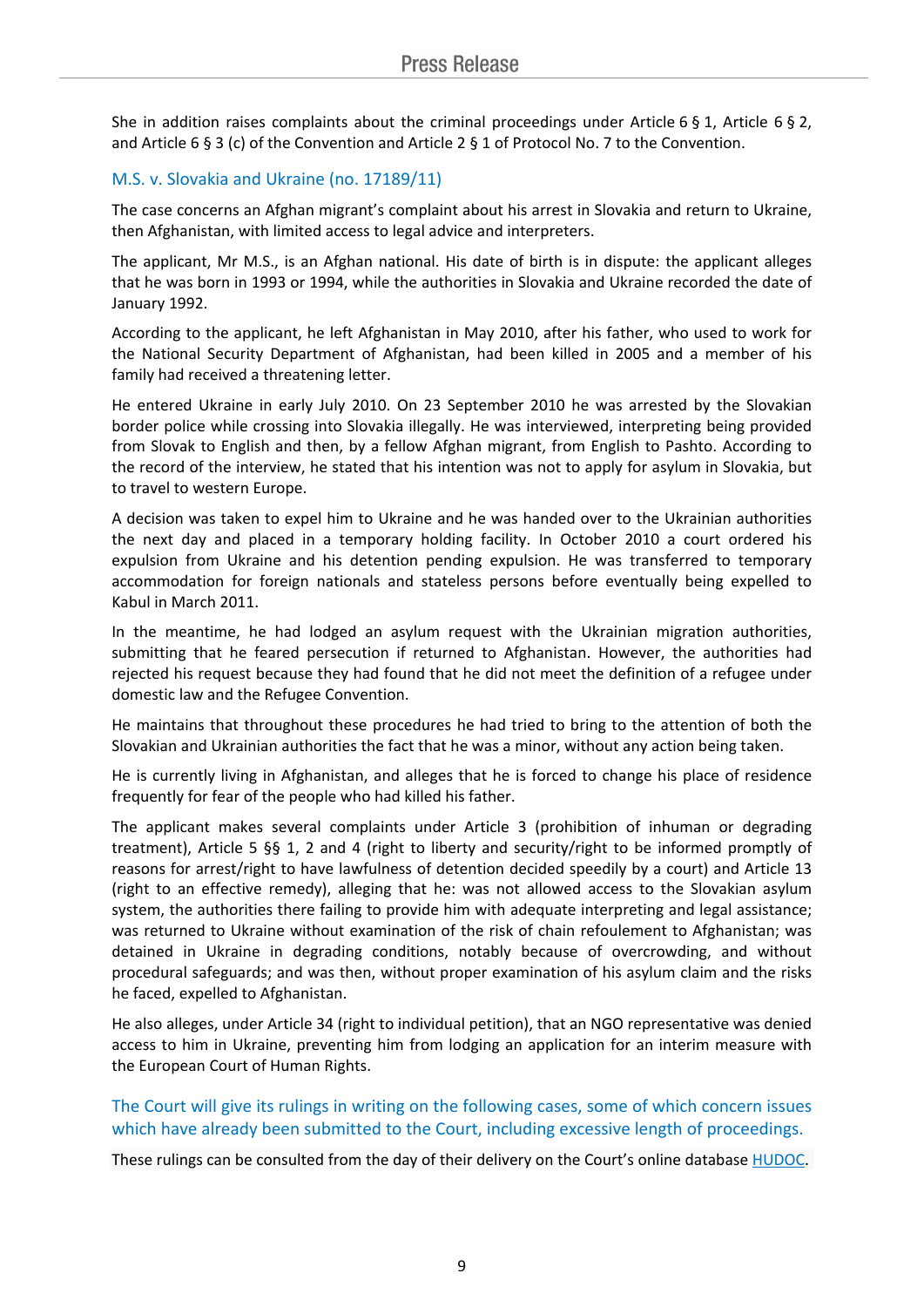She in addition raises complaints about the criminal proceedings under Article 6 § 1, Article 6 § 2, and Article 6 § 3 (c) of the Convention and Article 2 § 1 of Protocol No. 7 to the Convention.

### M.S. v. Slovakia and Ukraine (no. 17189/11)

The case concerns an Afghan migrant's complaint about his arrest in Slovakia and return to Ukraine, then Afghanistan, with limited access to legal advice and interpreters.

The applicant, Mr M.S., is an Afghan national. His date of birth is in dispute: the applicant alleges that he was born in 1993 or 1994, while the authorities in Slovakia and Ukraine recorded the date of January 1992.

According to the applicant, he left Afghanistan in May 2010, after his father, who used to work for the National Security Department of Afghanistan, had been killed in 2005 and a member of his family had received a threatening letter.

He entered Ukraine in early July 2010. On 23 September 2010 he was arrested by the Slovakian border police while crossing into Slovakia illegally. He was interviewed, interpreting being provided from Slovak to English and then, by a fellow Afghan migrant, from English to Pashto. According to the record of the interview, he stated that his intention was not to apply for asylum in Slovakia, but to travel to western Europe.

A decision was taken to expel him to Ukraine and he was handed over to the Ukrainian authorities the next day and placed in a temporary holding facility. In October 2010 a court ordered his expulsion from Ukraine and his detention pending expulsion. He was transferred to temporary accommodation for foreign nationals and stateless persons before eventually being expelled to Kabul in March 2011.

In the meantime, he had lodged an asylum request with the Ukrainian migration authorities, submitting that he feared persecution if returned to Afghanistan. However, the authorities had rejected his request because they had found that he did not meet the definition of a refugee under domestic law and the Refugee Convention.

He maintains that throughout these procedures he had tried to bring to the attention of both the Slovakian and Ukrainian authorities the fact that he was a minor, without any action being taken.

He is currently living in Afghanistan, and alleges that he is forced to change his place of residence frequently for fear of the people who had killed his father.

The applicant makes several complaints under Article 3 (prohibition of inhuman or degrading treatment), Article 5 §§ 1, 2 and 4 (right to liberty and security/right to be informed promptly of reasons for arrest/right to have lawfulness of detention decided speedily by a court) and Article 13 (right to an effective remedy), alleging that he: was not allowed access to the Slovakian asylum system, the authorities there failing to provide him with adequate interpreting and legal assistance; was returned to Ukraine without examination of the risk of chain refoulement to Afghanistan; was detained in Ukraine in degrading conditions, notably because of overcrowding, and without procedural safeguards; and was then, without proper examination of his asylum claim and the risks he faced, expelled to Afghanistan.

He also alleges, under Article 34 (right to individual petition), that an NGO representative was denied access to him in Ukraine, preventing him from lodging an application for an interim measure with the European Court of Human Rights.

### The Court will give its rulings in writing on the following cases, some of which concern issues which have already been submitted to the Court, including excessive length of proceedings.

These rulings can be consulted from the day of their delivery on the Court's online database HUDOC.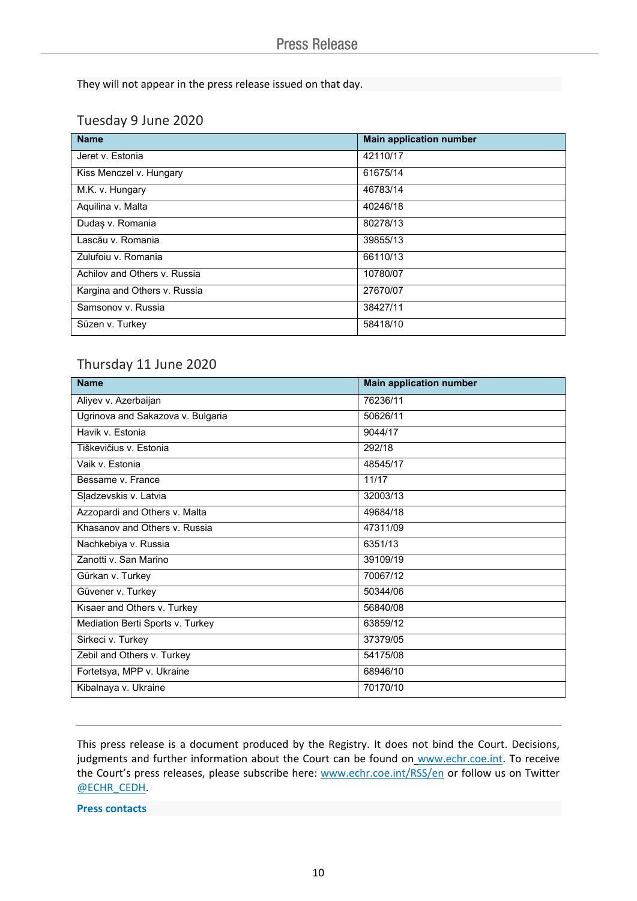They will not appear in the press release issued on that day.

## Tuesday 9 June 2020

| Name | Main application number |
|---|---|
| Jeret v. Estonia | 42110/17 |
| Kiss Menczel v. Hungary | 61675/14 |
| M.K. v. Hungary | 46783/14 |
| Aquilina v. Malta | 40246/18 |
| Dudaș v. Romania | 80278/13 |
| Lascău v. Romania | 39855/13 |
| Zulufoiu v. Romania | 66110/13 |
| Achilov and Others v. Russia | 10780/07 |
| Kargina and Others v. Russia | 27670/07 |
| Samsonov v. Russia | 38427/11 |
| Süzen v. Turkey | 58418/10 |

## Thursday 11 June 2020

| Name | Main application number |
|---|---|
| Aliyev v. Azerbaijan | 76236/11 |
| Ugrinova and Sakazova v. Bulgaria | 50626/11 |
| Havik v. Estonia | 9044/17 |
| Tiškevičius v. Estonia | 292/18 |
| Vaik v. Estonia | 48545/17 |
| Bessame v. France | 11/17 |
| Sļadzevskis v. Latvia | 32003/13 |
| Azzopardi and Others v. Malta | 49684/18 |
| Khasanov and Others v. Russia | 47311/09 |
| Nachkebiya v. Russia | 6351/13 |
| Zanotti v. San Marino | 39109/19 |
| Gürkan v. Turkey | 70067/12 |
| Güvener v. Turkey | 50344/06 |
| Kısaer and Others v. Turkey | 56840/08 |
| Mediation Berti Sports v. Turkey | 63859/12 |
| Sirkeci v. Turkey | 37379/05 |
| Zebil and Others v. Turkey | 54175/08 |
| Fortetsya, MPP v. Ukraine | 68946/10 |
| Kibalnaya v. Ukraine | 70170/10 |

---

This press release is a document produced by the Registry. It does not bind the Court. Decisions, judgments and further information about the Court can be found on www.echr.coe.int. To receive the Court's press releases, please subscribe here: www.echr.coe.int/RSS/en or follow us on Twitter @ECHR_CEDH.

**Press contacts**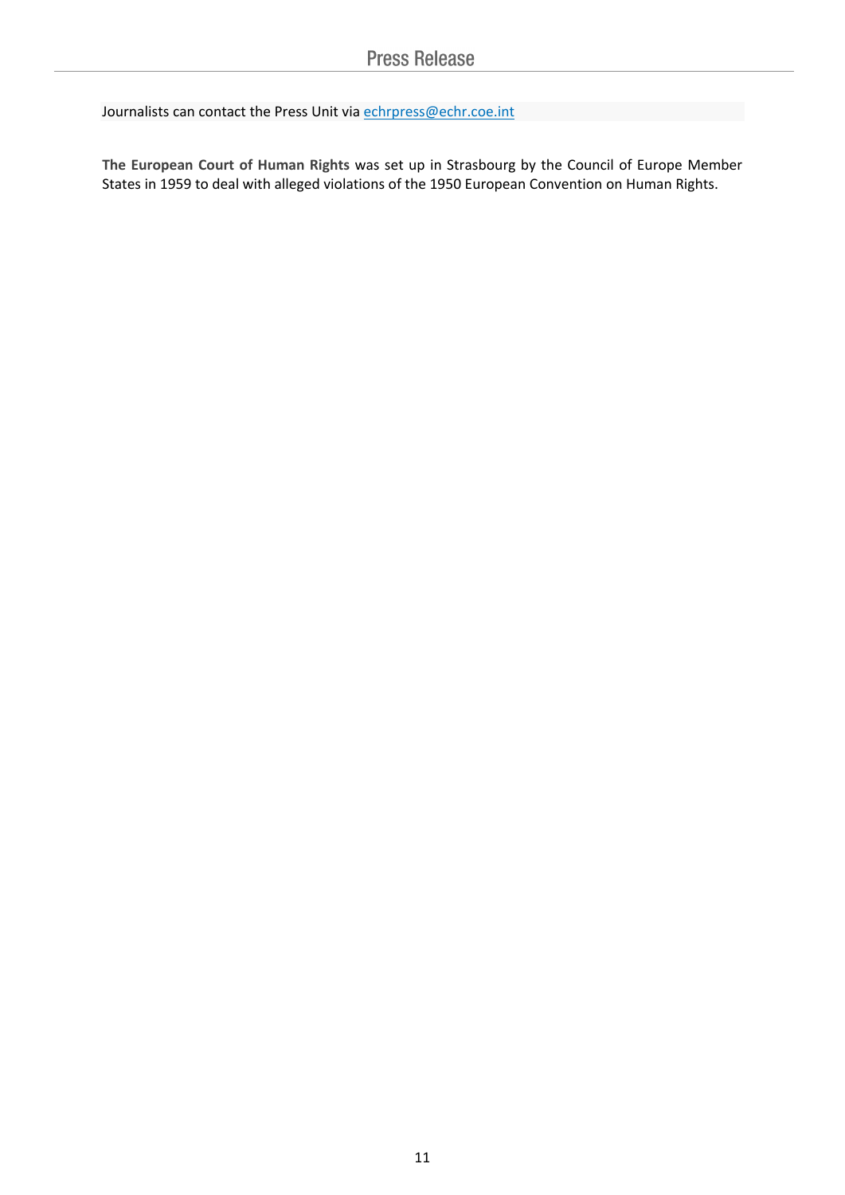Journalists can contact the Press Unit via echrpress@echr.coe.int

**The European Court of Human Rights** was set up in Strasbourg by the Council of Europe Member States in 1959 to deal with alleged violations of the 1950 European Convention on Human Rights.